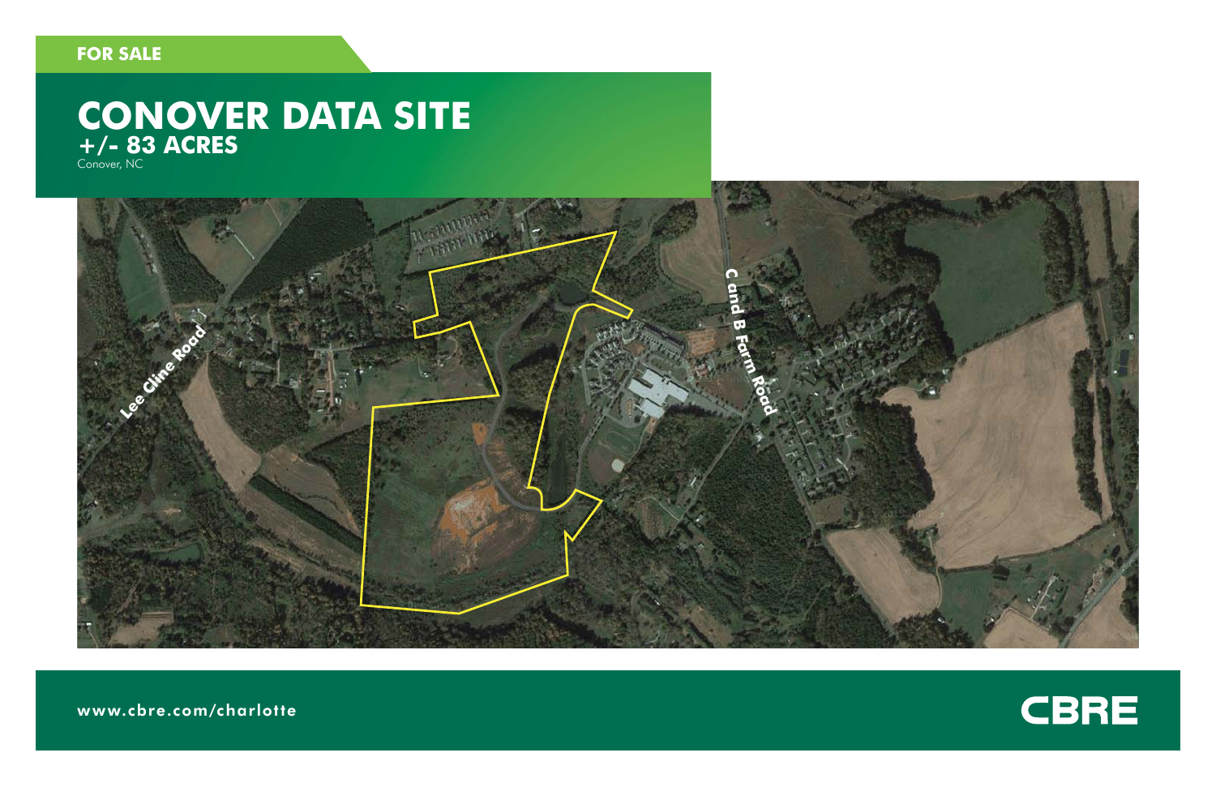FOR SALE

# CONOVER DATA SITE

## +/- 83 ACRES

Conover, NC

Lee Cline Road

C and B Farm Road

www.cbre.com/charlotte

CBRE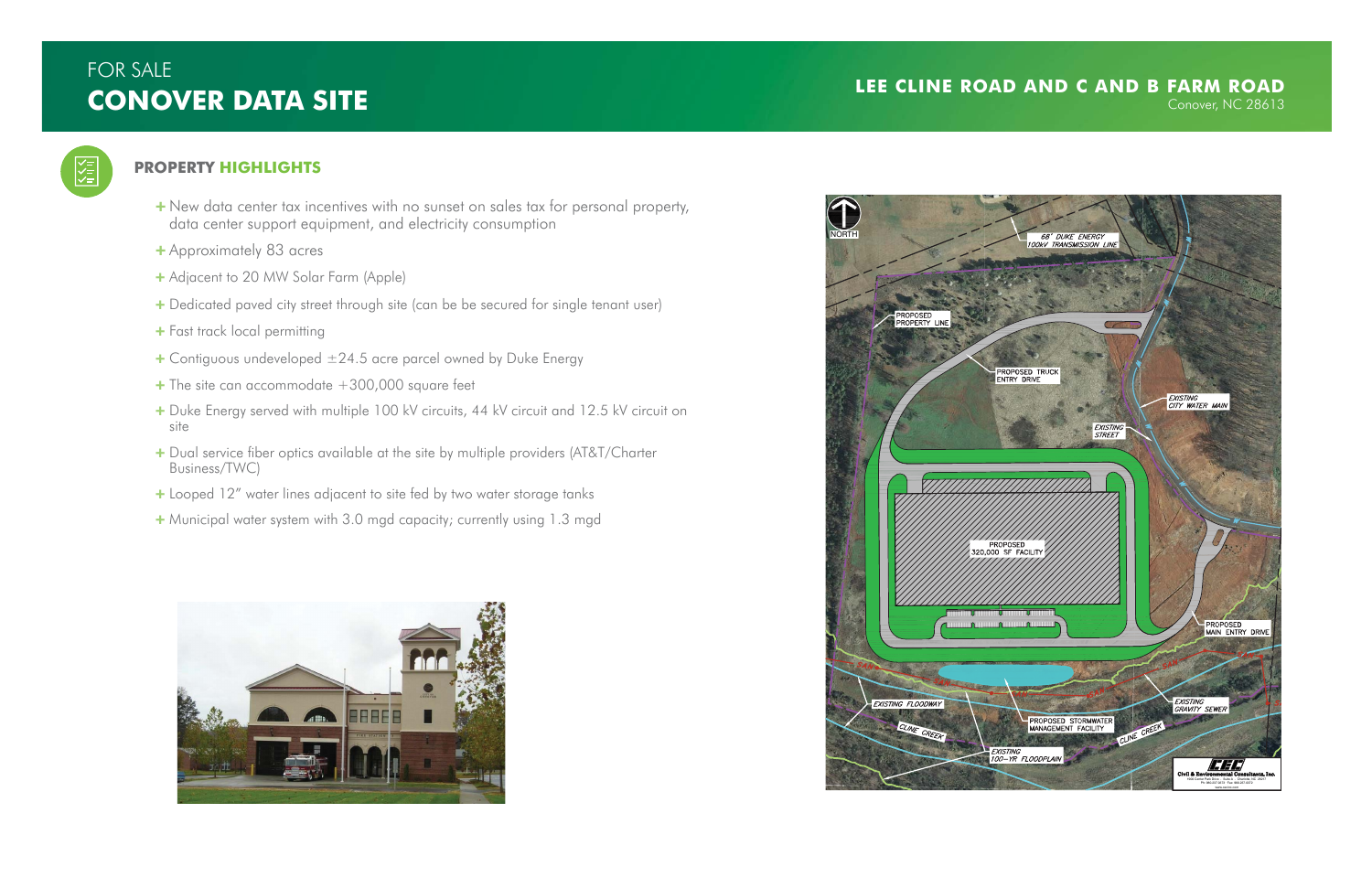FOR SALE

# CONOVER DATA SITE

## LEE CLINE ROAD AND C AND B FARM ROAD

Conover, NC 28613

### PROPERTY HIGHLIGHTS

- New data center tax incentives with no sunset on sales tax for personal property, data center support equipment, and electricity consumption
- Approximately 83 acres
- Adjacent to 20 MW Solar Farm (Apple)
- Dedicated paved city street through site (can be be secured for single tenant user)
- Fast track local permitting
- Contiguous undeveloped ±24.5 acre parcel owned by Duke Energy
- The site can accommodate +300,000 square feet
- Duke Energy served with multiple 100 kV circuits, 44 kV circuit and 12.5 kV circuit on site
- Dual service fiber optics available at the site by multiple providers (AT&T/Charter Business/TWC)
- Looped 12" water lines adjacent to site fed by two water storage tanks
- Municipal water system with 3.0 mgd capacity; currently using 1.3 mgd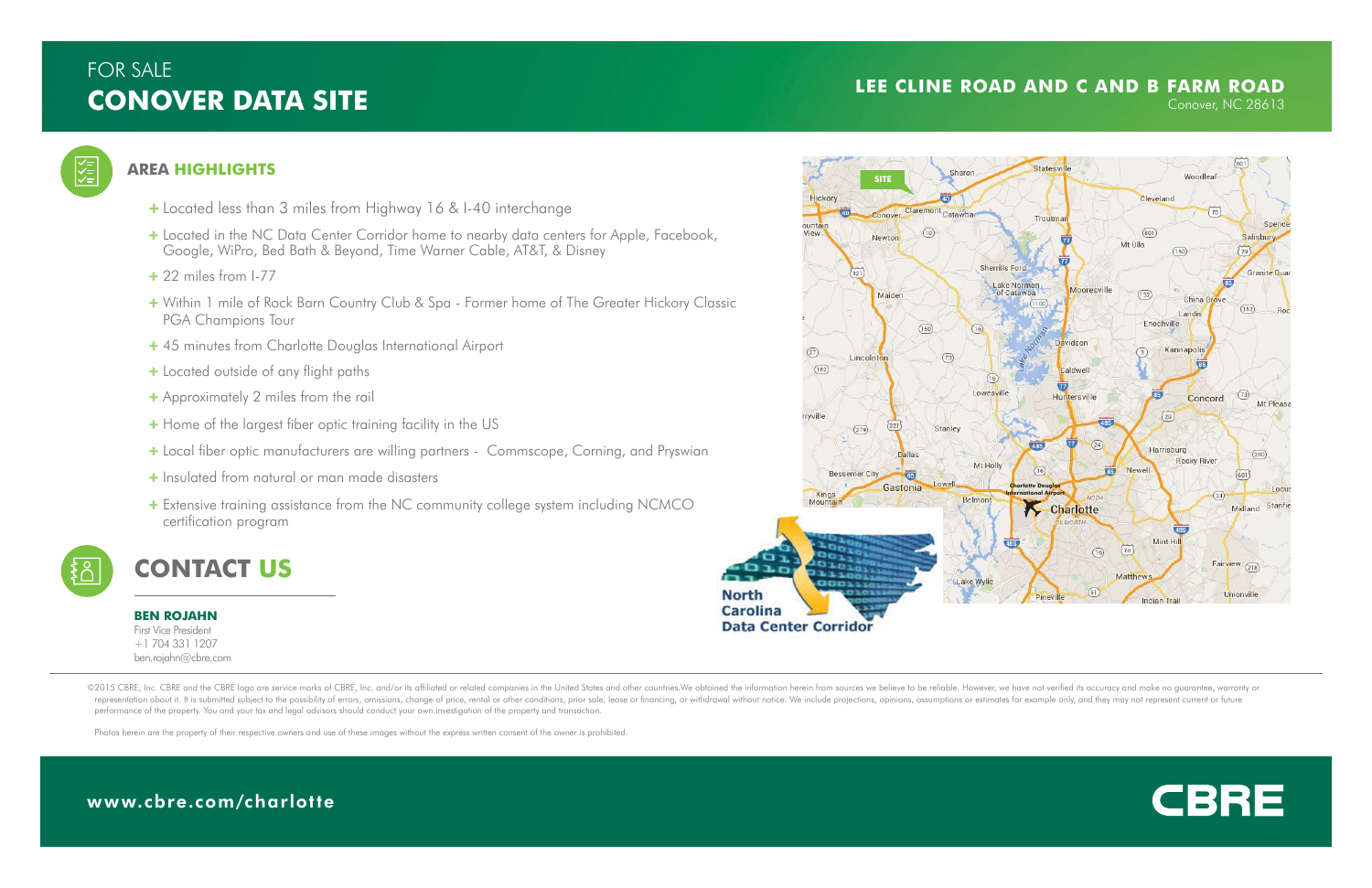FOR SALE

# CONOVER DATA SITE

**LEE CLINE ROAD AND C AND B FARM ROAD**
Conover, NC 28613

## AREA HIGHLIGHTS

- Located less than 3 miles from Highway 16 & I-40 interchange
- Located in the NC Data Center Corridor home to nearby data centers for Apple, Facebook, Google, WiPro, Bed Bath & Beyond, Time Warner Cable, AT&T, & Disney
- 22 miles from I-77
- Within 1 mile of Rock Barn Country Club & Spa - Former home of The Greater Hickory Classic PGA Champions Tour
- 45 minutes from Charlotte Douglas International Airport
- Located outside of any flight paths
- Approximately 2 miles from the rail
- Home of the largest fiber optic training facility in the US
- Local fiber optic manufacturers are willing partners - Commscope, Corning, and Pryswian
- Insulated from natural or man made disasters
- Extensive training assistance from the NC community college system including NCMCO certification program

SITE

North Carolina Data Center Corridor

## CONTACT US

**BEN ROJAHN**
First Vice President
+1 704 331 1207
ben.rojahn@cbre.com

©2015 CBRE, Inc. CBRE and the CBRE logo are service marks of CBRE, Inc. and/or its affiliated or related companies in the United States and other countries.We obtained the information herein from sources we believe to be reliable. However, we have not verified its accuracy and make no guarantee, warranty or representation about it. It is submitted subject to the possibility of errors, omissions, change of price, rental or other conditions, prior sale, lease or financing, or withdrawal without notice. We include projections, opinions, assumptions or estimates for example only, and they may not represent current or future performance of the property. You and your tax and legal advisors should conduct your own investigation of the property and transaction.

Photos herein are the property of their respective owners and use of these images without the express written consent of the owner is prohibited.

**www.cbre.com/charlotte**

CBRE